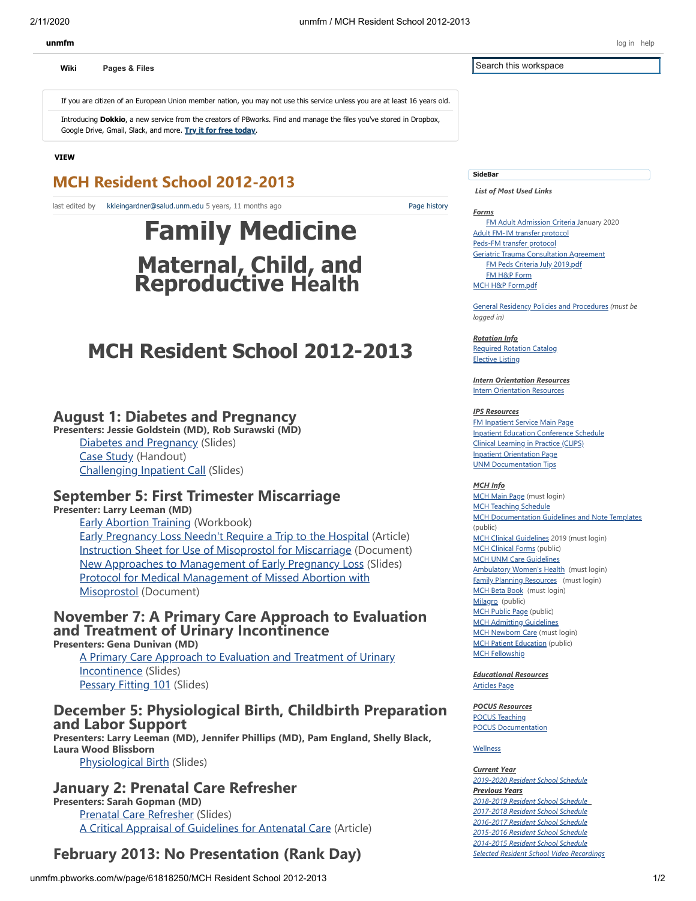unmfm

log in help

Wiki Pages & Files

Search this workspace

If you are citizen of an European Union member nation, you may not use this service unless you are at least 16 years old.

Introducing **Dokkio**, a new service from the creators of PBworks. Find and manage the files you've stored in Dropbox, Google Drive, Gmail, Slack, and more. **Try it for free today**.

**VIEW**

# MCH Resident School 2012-2013

last edited by kkleingardner@salud.unm.edu 5 years, 11 months ago — Page history

# Family Medicine

# Maternal, Child, and Reproductive Health

# MCH Resident School 2012-2013

## August 1: Diabetes and Pregnancy

**Presenters: Jessie Goldstein (MD), Rob Surawski (MD)**

- Diabetes and Pregnancy (Slides)
- Case Study (Handout)
- Challenging Inpatient Call (Slides)

## September 5: First Trimester Miscarriage

**Presenter: Larry Leeman (MD)**

- Early Abortion Training (Workbook)
- Early Pregnancy Loss Needn't Require a Trip to the Hospital (Article)
- Instruction Sheet for Use of Misoprostol for Miscarriage (Document)
- New Approaches to Management of Early Pregnancy Loss (Slides)
- Protocol for Medical Management of Missed Abortion with Misoprostol (Document)

## November 7: A Primary Care Approach to Evaluation and Treatment of Urinary Incontinence

**Presenters: Gena Dunivan (MD)**

- A Primary Care Approach to Evaluation and Treatment of Urinary Incontinence (Slides)
- Pessary Fitting 101 (Slides)

## December 5: Physiological Birth, Childbirth Preparation and Labor Support

**Presenters: Larry Leeman (MD), Jennifer Phillips (MD), Pam England, Shelly Black, Laura Wood Blissborn**

- Physiological Birth (Slides)

## January 2: Prenatal Care Refresher

**Presenters: Sarah Gopman (MD)**

- Prenatal Care Refresher (Slides)
- A Critical Appraisal of Guidelines for Antenatal Care (Article)

## February 2013: No Presentation (Rank Day)

---

**SideBar**

***List of Most Used Links***

***Forms***

- FM Adult Admission Criteria January 2020
- Adult FM-IM transfer protocol
- Peds-FM transfer protocol
- Geriatric Trauma Consultation Agreement
- FM Peds Criteria July 2019.pdf
- FM H&P Form
- MCH H&P Form.pdf

General Residency Policies and Procedures *(must be logged in)*

***Rotation Info***

- Required Rotation Catalog
- Elective Listing

***Intern Orientation Resources***

- Intern Orientation Resources

***IPS Resources***

- FM Inpatient Service Main Page
- Inpatient Education Conference Schedule
- Clinical Learning in Practice (CLIPS)
- Inpatient Orientation Page
- UNM Documentation Tips

***MCH Info***

- MCH Main Page (must login)
- MCH Teaching Schedule
- MCH Documentation Guidelines and Note Templates (public)
- MCH Clinical Guidelines 2019 (must login)
- MCH Clinical Forms (public)
- MCH UNM Care Guidelines
- Ambulatory Women's Health (must login)
- Family Planning Resources (must login)
- MCH Beta Book (must login)
- Milagro (public)
- MCH Public Page (public)
- MCH Admitting Guidelines
- MCH Newborn Care (must login)
- MCH Patient Education (public)
- MCH Fellowship

***Educational Resources***

- Articles Page

***POCUS Resources***

- POCUS Teaching
- POCUS Documentation

Wellness

***Current Year***

- *2019-2020 Resident School Schedule*

***Previous Years***

- *2018-2019 Resident School Schedule*
- *2017-2018 Resident School Schedule*
- *2016-2017 Resident School Schedule*
- *2015-2016 Resident School Schedule*
- *2014-2015 Resident School Schedule*
- *Selected Resident School Video Recordings*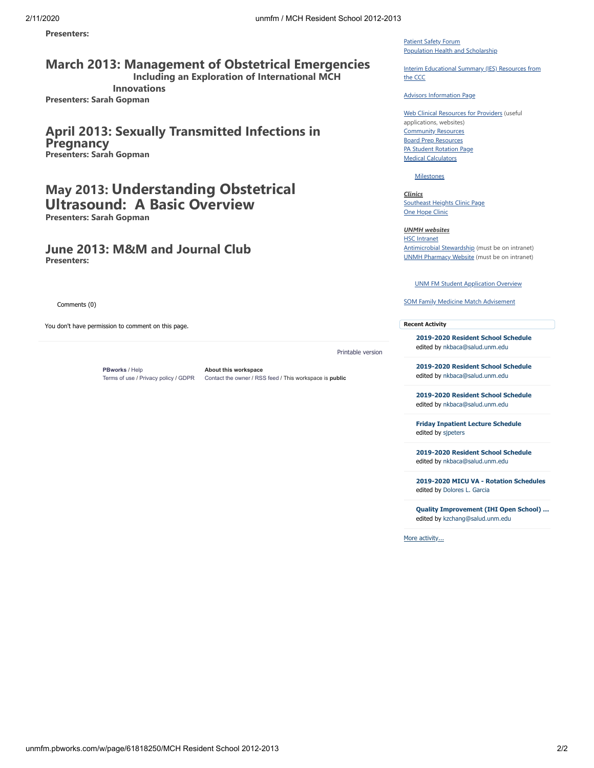**Presenters:**

## March 2013: Management of Obstetrical Emergencies
**Including an Exploration of International MCH Innovations**

**Presenters: Sarah Gopman**

## April 2013: Sexually Transmitted Infections in Pregnancy
**Presenters: Sarah Gopman**

## May 2013: Understanding Obstetrical Ultrasound: A Basic Overview
**Presenters: Sarah Gopman**

## June 2013: M&M and Journal Club
**Presenters:**

Comments (0)

You don't have permission to comment on this page.

Printable version

**PBworks** / Help
Terms of use / Privacy policy / GDPR

**About this workspace**
Contact the owner / RSS feed / This workspace is **public**

Patient Safety Forum
Population Health and Scholarship

Interim Educational Summary (IES) Resources from the CCC

Advisors Information Page

Web Clinical Resources for Providers (useful applications, websites)
Community Resources
Board Prep Resources
PA Student Rotation Page
Medical Calculators

Milestones

***Clinics***
Southeast Heights Clinic Page
One Hope Clinic

***UNMH websites***
HSC Intranet
Antimicrobial Stewardship (must be on intranet)
UNMH Pharmacy Website (must be on intranet)

UNM FM Student Application Overview

SOM Family Medicine Match Advisement

**Recent Activity**

**2019-2020 Resident School Schedule**
edited by nkbaca@salud.unm.edu

**2019-2020 Resident School Schedule**
edited by nkbaca@salud.unm.edu

**2019-2020 Resident School Schedule**
edited by nkbaca@salud.unm.edu

**Friday Inpatient Lecture Schedule**
edited by sjpeters

**2019-2020 Resident School Schedule**
edited by nkbaca@salud.unm.edu

**2019-2020 MICU VA - Rotation Schedules**
edited by Dolores L. Garcia

**Quality Improvement (IHI Open School) ...**
edited by kzchang@salud.unm.edu

More activity...